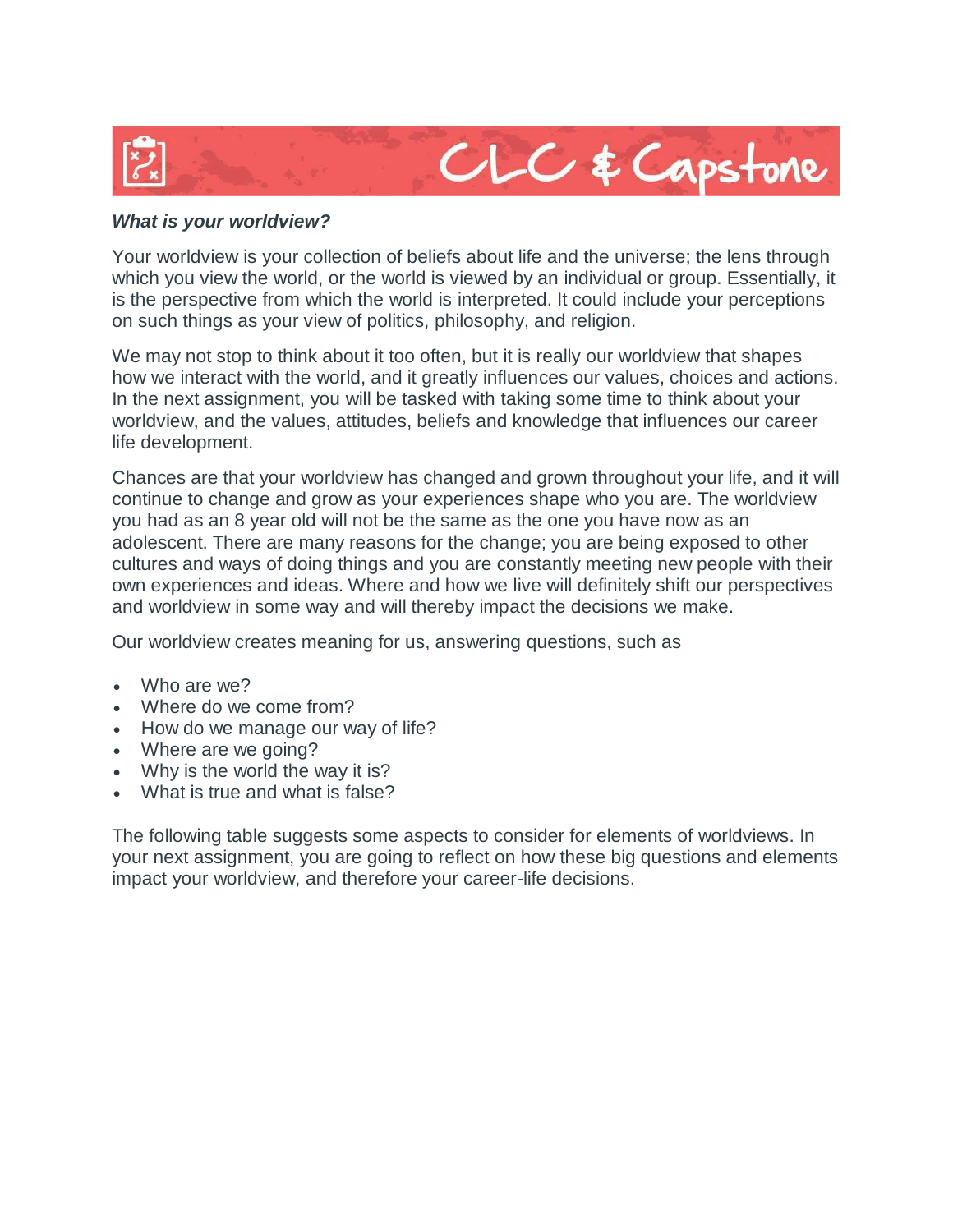# CLC & Capstone

***What is your worldview?***

Your worldview is your collection of beliefs about life and the universe; the lens through which you view the world, or the world is viewed by an individual or group. Essentially, it is the perspective from which the world is interpreted. It could include your perceptions on such things as your view of politics, philosophy, and religion.

We may not stop to think about it too often, but it is really our worldview that shapes how we interact with the world, and it greatly influences our values, choices and actions. In the next assignment, you will be tasked with taking some time to think about your worldview, and the values, attitudes, beliefs and knowledge that influences our career life development.

Chances are that your worldview has changed and grown throughout your life, and it will continue to change and grow as your experiences shape who you are. The worldview you had as an 8 year old will not be the same as the one you have now as an adolescent. There are many reasons for the change; you are being exposed to other cultures and ways of doing things and you are constantly meeting new people with their own experiences and ideas. Where and how we live will definitely shift our perspectives and worldview in some way and will thereby impact the decisions we make.

Our worldview creates meaning for us, answering questions, such as

- Who are we?
- Where do we come from?
- How do we manage our way of life?
- Where are we going?
- Why is the world the way it is?
- What is true and what is false?

The following table suggests some aspects to consider for elements of worldviews. In your next assignment, you are going to reflect on how these big questions and elements impact your worldview, and therefore your career-life decisions.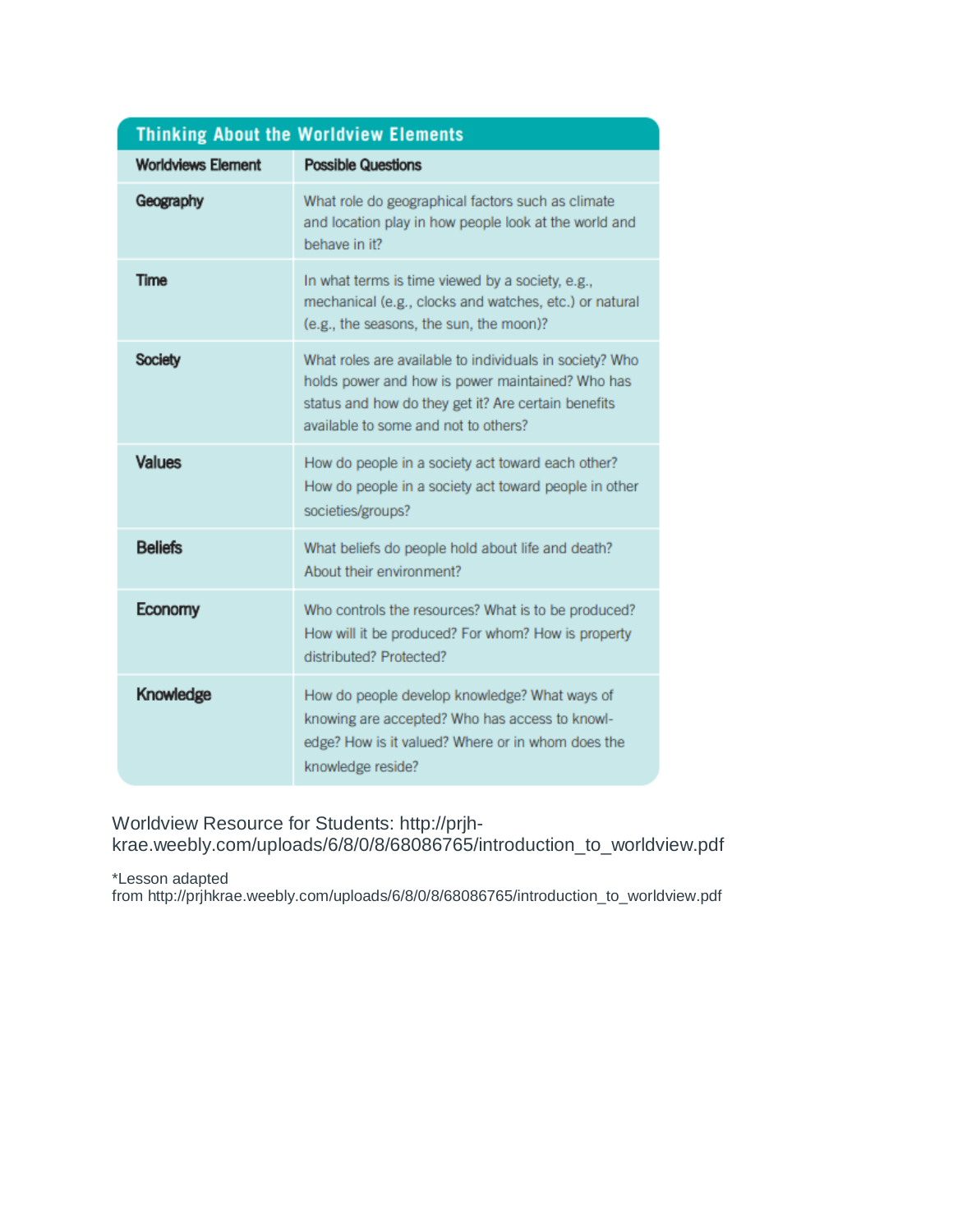## Thinking About the Worldview Elements

| Worldviews Element | Possible Questions |
|---|---|
| **Geography** | What role do geographical factors such as climate and location play in how people look at the world and behave in it? |
| **Time** | In what terms is time viewed by a society, e.g., mechanical (e.g., clocks and watches, etc.) or natural (e.g., the seasons, the sun, the moon)? |
| **Society** | What roles are available to individuals in society? Who holds power and how is power maintained? Who has status and how do they get it? Are certain benefits available to some and not to others? |
| **Values** | How do people in a society act toward each other? How do people in a society act toward people in other societies/groups? |
| **Beliefs** | What beliefs do people hold about life and death? About their environment? |
| **Economy** | Who controls the resources? What is to be produced? How will it be produced? For whom? How is property distributed? Protected? |
| **Knowledge** | How do people develop knowledge? What ways of knowing are accepted? Who has access to knowledge? How is it valued? Where or in whom does the knowledge reside? |

Worldview Resource for Students: http://prjh-krae.weebly.com/uploads/6/8/0/8/68086765/introduction_to_worldview.pdf

*Lesson adapted from http://prjhkrae.weebly.com/uploads/6/8/0/8/68086765/introduction_to_worldview.pdf